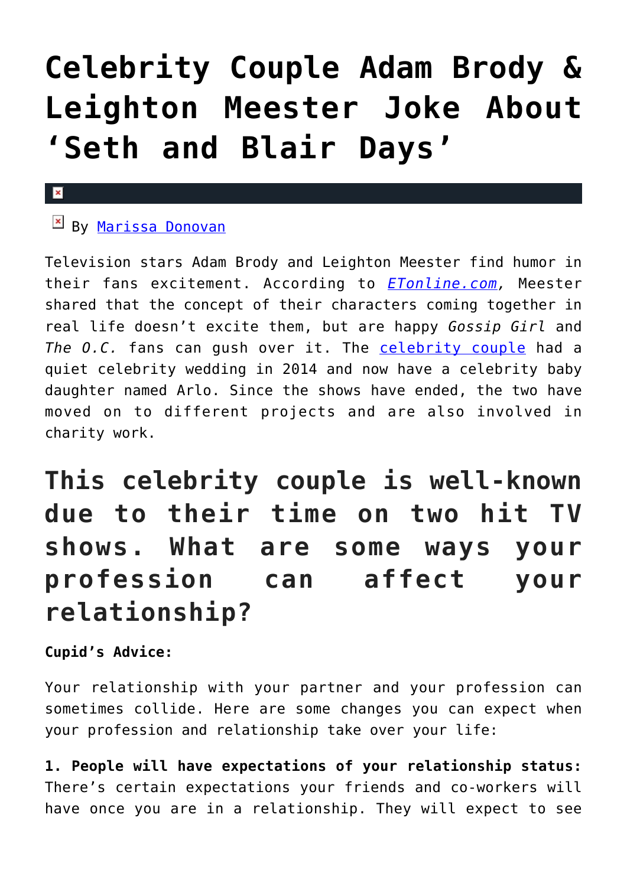# Celebrity Couple Adam Brody & Leighton Meester Joke About 'Seth and Blair Days'

By [Marissa Donovan]

Television stars Adam Brody and Leighton Meester find humor in their fans excitement. According to *[ETonline.com]*, Meester shared that the concept of their characters coming together in real life doesn't excite them, but are happy *Gossip Girl* and *The O.C.* fans can gush over it. The [celebrity couple] had a quiet celebrity wedding in 2014 and now have a celebrity baby daughter named Arlo. Since the shows have ended, the two have moved on to different projects and are also involved in charity work.

## This celebrity couple is well-known due to their time on two hit TV shows. What are some ways your profession can affect your relationship?

**Cupid's Advice:**

Your relationship with your partner and your profession can sometimes collide. Here are some changes you can expect when your profession and relationship take over your life:

**1. People will have expectations of your relationship status:** There's certain expectations your friends and co-workers will have once you are in a relationship. They will expect to see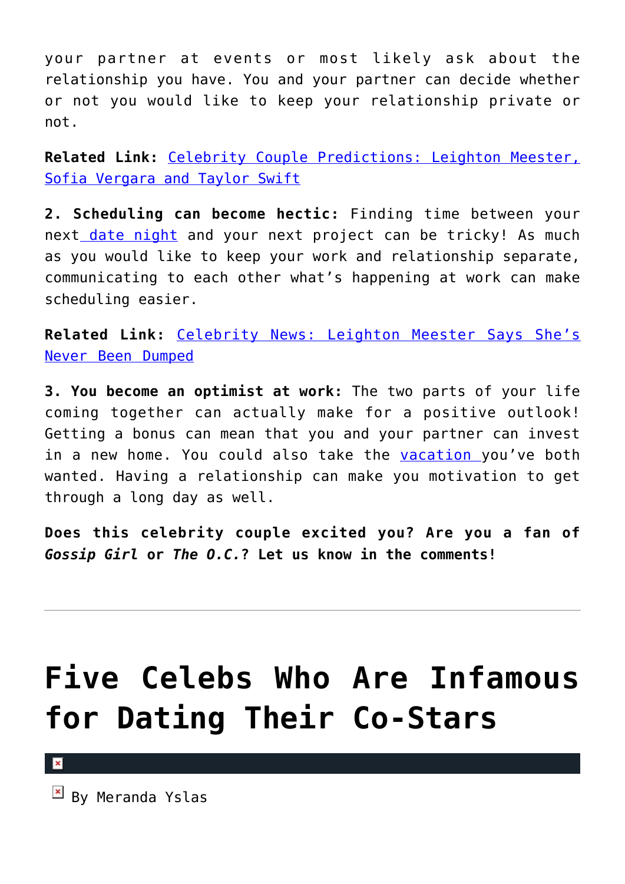your partner at events or most likely ask about the relationship you have. You and your partner can decide whether or not you would like to keep your relationship private or not.

**Related Link:** Celebrity Couple Predictions: Leighton Meester, Sofia Vergara and Taylor Swift

**2. Scheduling can become hectic:** Finding time between your next date night and your next project can be tricky! As much as you would like to keep your work and relationship separate, communicating to each other what's happening at work can make scheduling easier.

**Related Link:** Celebrity News: Leighton Meester Says She's Never Been Dumped

**3. You become an optimist at work:** The two parts of your life coming together can actually make for a positive outlook! Getting a bonus can mean that you and your partner can invest in a new home. You could also take the vacation you've both wanted. Having a relationship can make you motivation to get through a long day as well.

**Does this celebrity couple excited you? Are you a fan of *Gossip Girl* or *The O.C.*? Let us know in the comments!**

---

# Five Celebs Who Are Infamous for Dating Their Co-Stars

By Meranda Yslas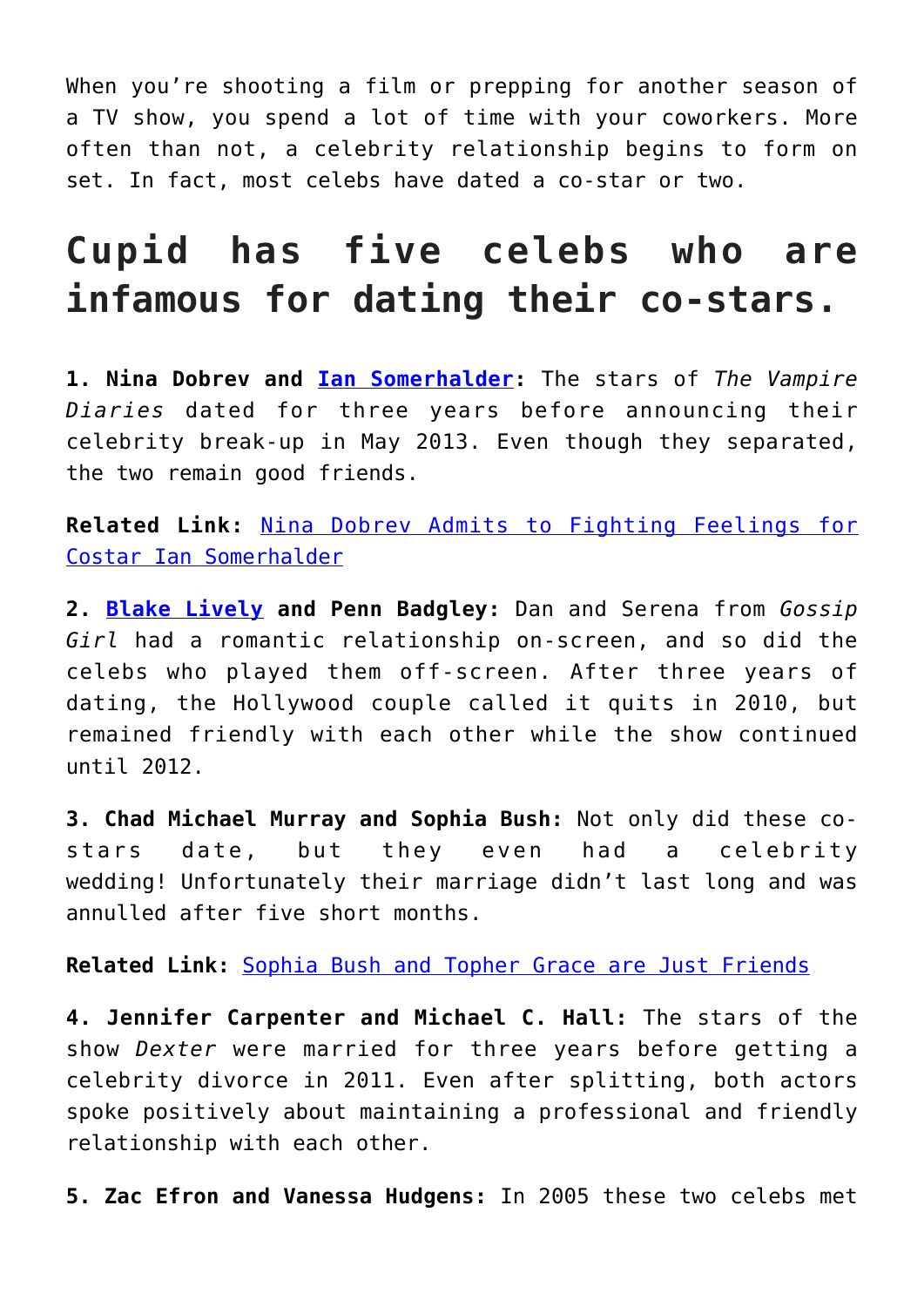When you're shooting a film or prepping for another season of a TV show, you spend a lot of time with your coworkers. More often than not, a celebrity relationship begins to form on set. In fact, most celebs have dated a co-star or two.

## Cupid has five celebs who are infamous for dating their co-stars.

**1. Nina Dobrev and Ian Somerhalder:** The stars of *The Vampire Diaries* dated for three years before announcing their celebrity break-up in May 2013. Even though they separated, the two remain good friends.

**Related Link:** Nina Dobrev Admits to Fighting Feelings for Costar Ian Somerhalder

**2. Blake Lively and Penn Badgley:** Dan and Serena from *Gossip Girl* had a romantic relationship on-screen, and so did the celebs who played them off-screen. After three years of dating, the Hollywood couple called it quits in 2010, but remained friendly with each other while the show continued until 2012.

**3. Chad Michael Murray and Sophia Bush:** Not only did these co-stars date, but they even had a celebrity wedding! Unfortunately their marriage didn't last long and was annulled after five short months.

**Related Link:** Sophia Bush and Topher Grace are Just Friends

**4. Jennifer Carpenter and Michael C. Hall:** The stars of the show *Dexter* were married for three years before getting a celebrity divorce in 2011. Even after splitting, both actors spoke positively about maintaining a professional and friendly relationship with each other.

**5. Zac Efron and Vanessa Hudgens:** In 2005 these two celebs met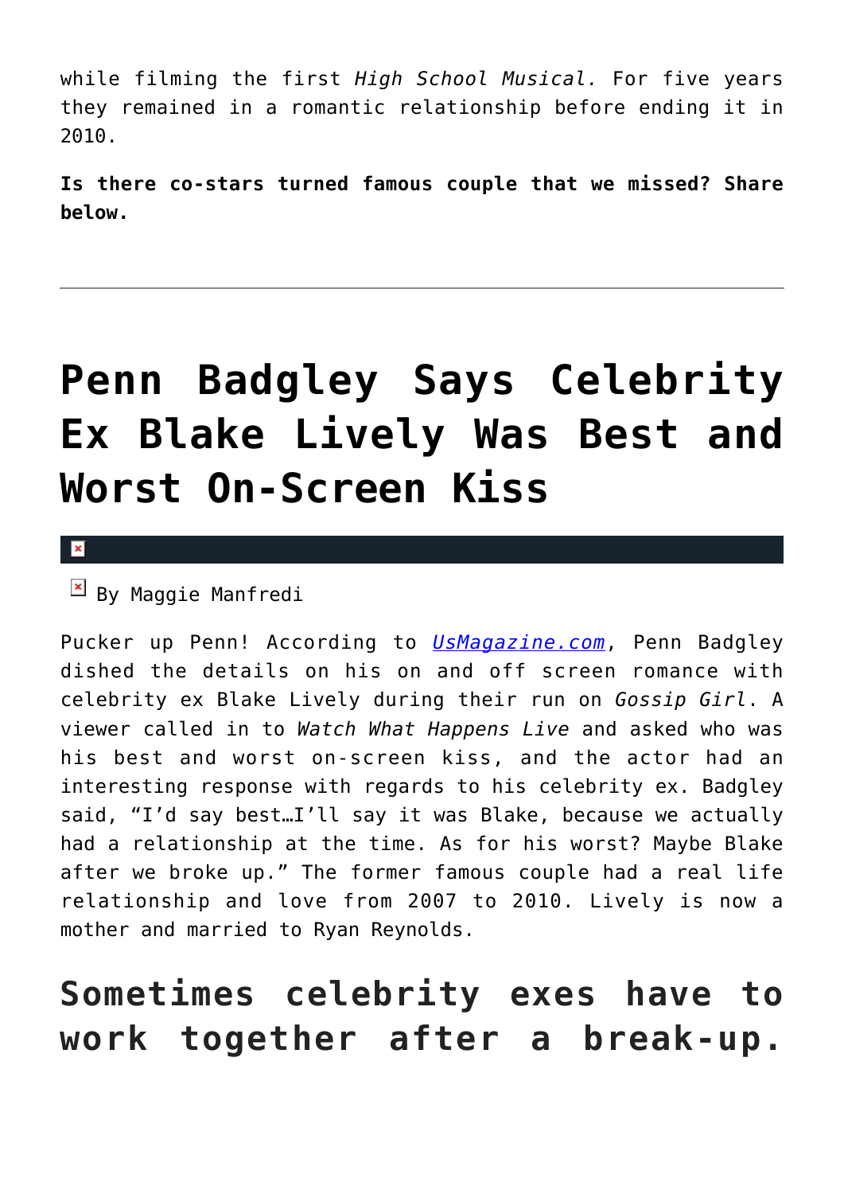while filming the first *High School Musical.* For five years they remained in a romantic relationship before ending it in 2010.

**Is there co-stars turned famous couple that we missed? Share below.**

---

# Penn Badgley Says Celebrity Ex Blake Lively Was Best and Worst On-Screen Kiss

By Maggie Manfredi

Pucker up Penn! According to [UsMagazine.com](UsMagazine.com), Penn Badgley dished the details on his on and off screen romance with celebrity ex Blake Lively during their run on *Gossip Girl*. A viewer called in to *Watch What Happens Live* and asked who was his best and worst on-screen kiss, and the actor had an interesting response with regards to his celebrity ex. Badgley said, "I'd say best…I'll say it was Blake, because we actually had a relationship at the time. As for his worst? Maybe Blake after we broke up." The former famous couple had a real life relationship and love from 2007 to 2010. Lively is now a mother and married to Ryan Reynolds.

## Sometimes celebrity exes have to work together after a break-up.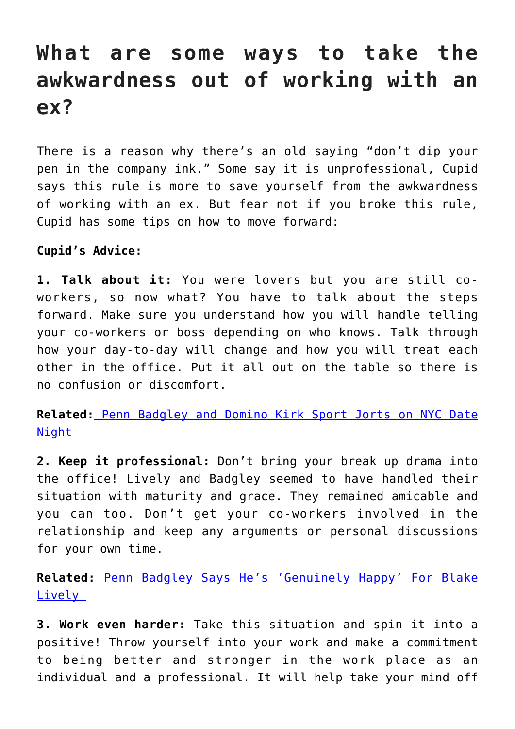# What are some ways to take the awkwardness out of working with an ex?

There is a reason why there's an old saying "don't dip your pen in the company ink." Some say it is unprofessional, Cupid says this rule is more to save yourself from the awkwardness of working with an ex. But fear not if you broke this rule, Cupid has some tips on how to move forward:

**Cupid's Advice:**

**1. Talk about it:** You were lovers but you are still co-workers, so now what? You have to talk about the steps forward. Make sure you understand how you will handle telling your co-workers or boss depending on who knows. Talk through how your day-to-day will change and how you will treat each other in the office. Put it all out on the table so there is no confusion or discomfort.

**Related:** Penn Badgley and Domino Kirk Sport Jorts on NYC Date Night

**2. Keep it professional:** Don't bring your break up drama into the office! Lively and Badgley seemed to have handled their situation with maturity and grace. They remained amicable and you can too. Don't get your co-workers involved in the relationship and keep any arguments or personal discussions for your own time.

**Related:** Penn Badgley Says He's 'Genuinely Happy' For Blake Lively

**3. Work even harder:** Take this situation and spin it into a positive! Throw yourself into your work and make a commitment to being better and stronger in the work place as an individual and a professional. It will help take your mind off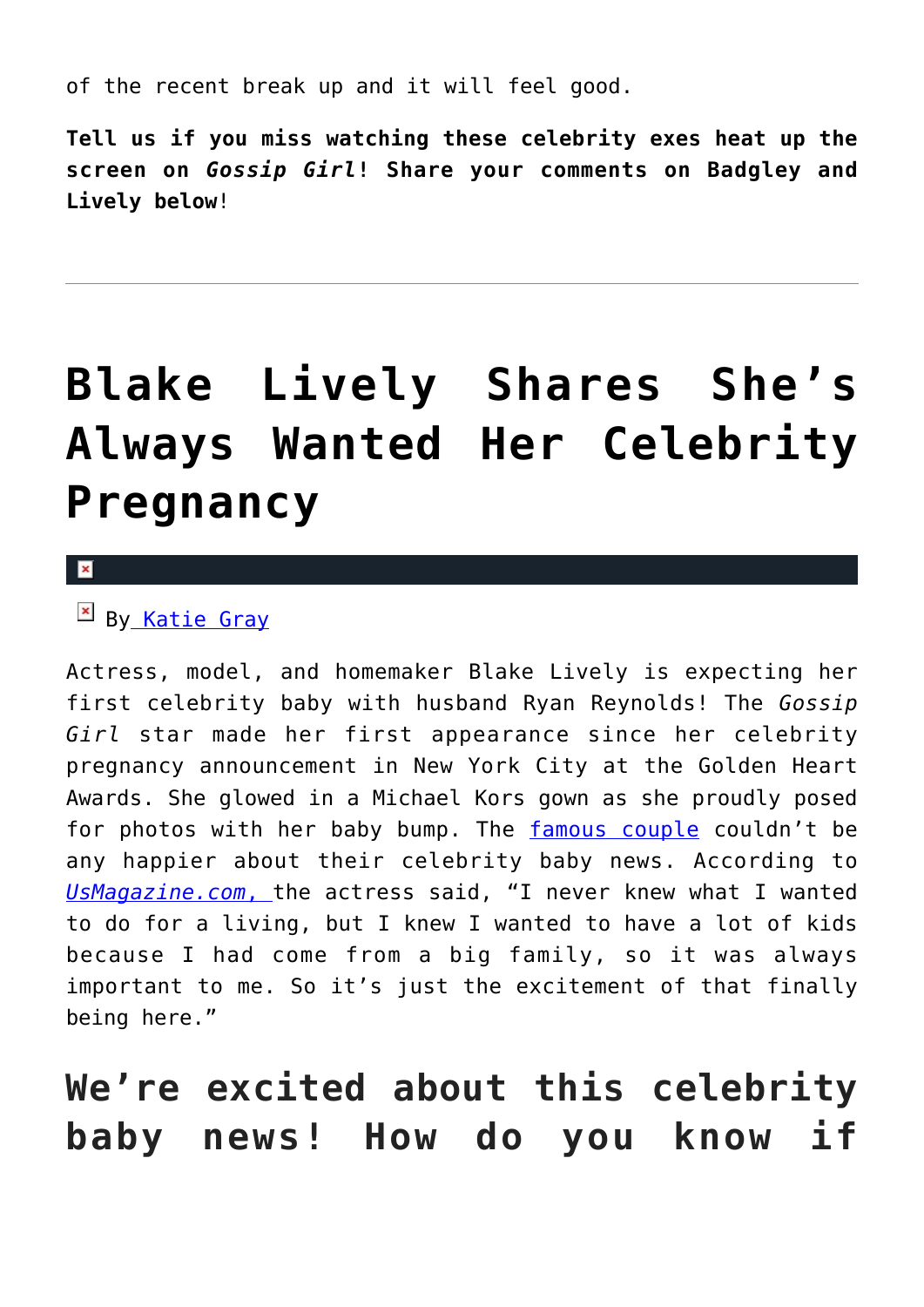of the recent break up and it will feel good.

**Tell us if you miss watching these celebrity exes heat up the screen on *Gossip Girl*! Share your comments on Badgley and Lively below**!

---

# Blake Lively Shares She's Always Wanted Her Celebrity Pregnancy

By Katie Gray

Actress, model, and homemaker Blake Lively is expecting her first celebrity baby with husband Ryan Reynolds! The *Gossip Girl* star made her first appearance since her celebrity pregnancy announcement in New York City at the Golden Heart Awards. She glowed in a Michael Kors gown as she proudly posed for photos with her baby bump. The famous couple couldn't be any happier about their celebrity baby news. According to *UsMagazine.com*, the actress said, "I never knew what I wanted to do for a living, but I knew I wanted to have a lot of kids because I had come from a big family, so it was always important to me. So it's just the excitement of that finally being here."

## We're excited about this celebrity baby news! How do you know if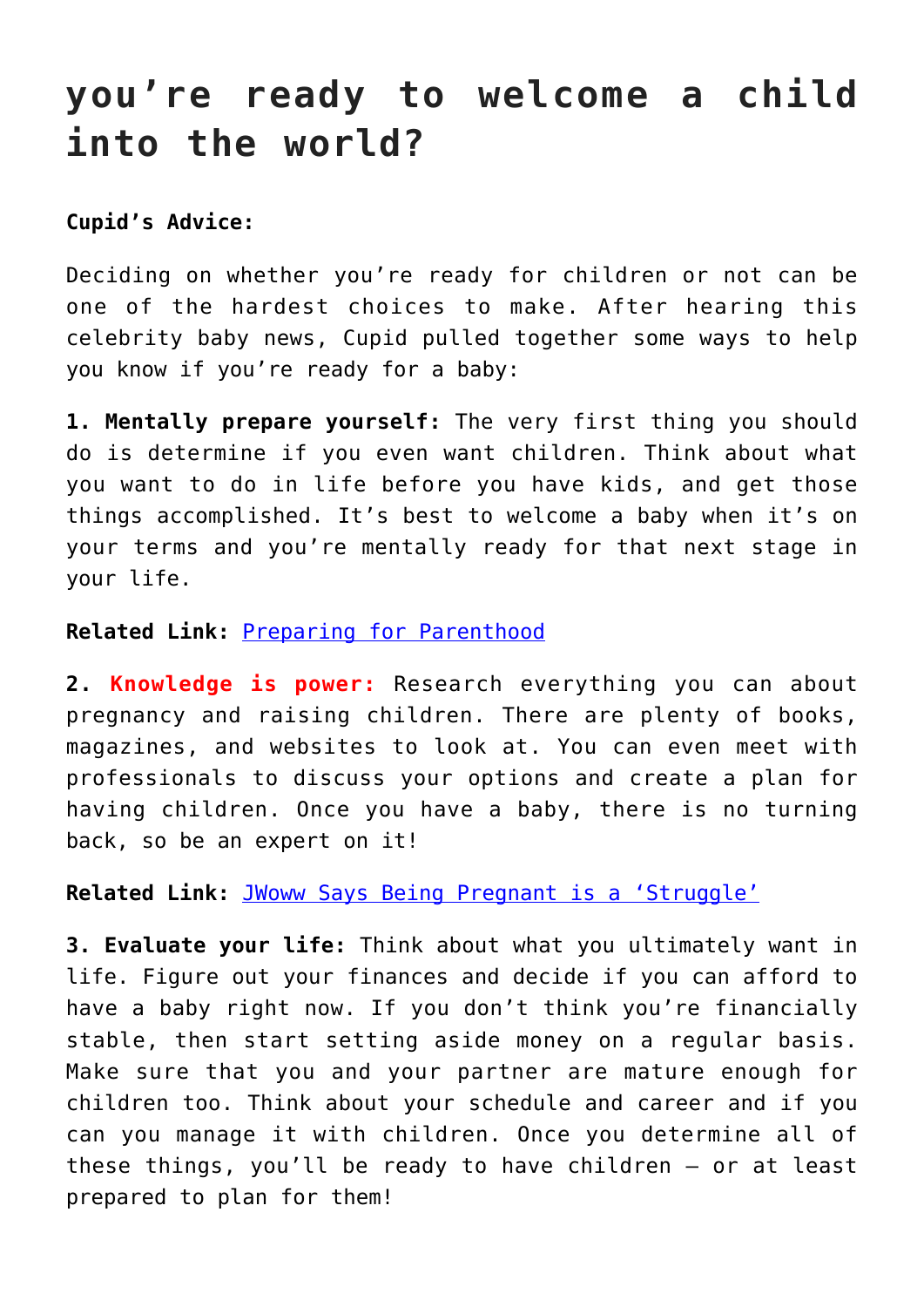# you're ready to welcome a child into the world?

**Cupid's Advice:**

Deciding on whether you're ready for children or not can be one of the hardest choices to make. After hearing this celebrity baby news, Cupid pulled together some ways to help you know if you're ready for a baby:

**1. Mentally prepare yourself:** The very first thing you should do is determine if you even want children. Think about what you want to do in life before you have kids, and get those things accomplished. It's best to welcome a baby when it's on your terms and you're mentally ready for that next stage in your life.

**Related Link:** [Preparing for Parenthood]

**2. Knowledge is power:** Research everything you can about pregnancy and raising children. There are plenty of books, magazines, and websites to look at. You can even meet with professionals to discuss your options and create a plan for having children. Once you have a baby, there is no turning back, so be an expert on it!

**Related Link:** [JWoww Says Being Pregnant is a 'Struggle']

**3. Evaluate your life:** Think about what you ultimately want in life. Figure out your finances and decide if you can afford to have a baby right now. If you don't think you're financially stable, then start setting aside money on a regular basis. Make sure that you and your partner are mature enough for children too. Think about your schedule and career and if you can you manage it with children. Once you determine all of these things, you'll be ready to have children – or at least prepared to plan for them!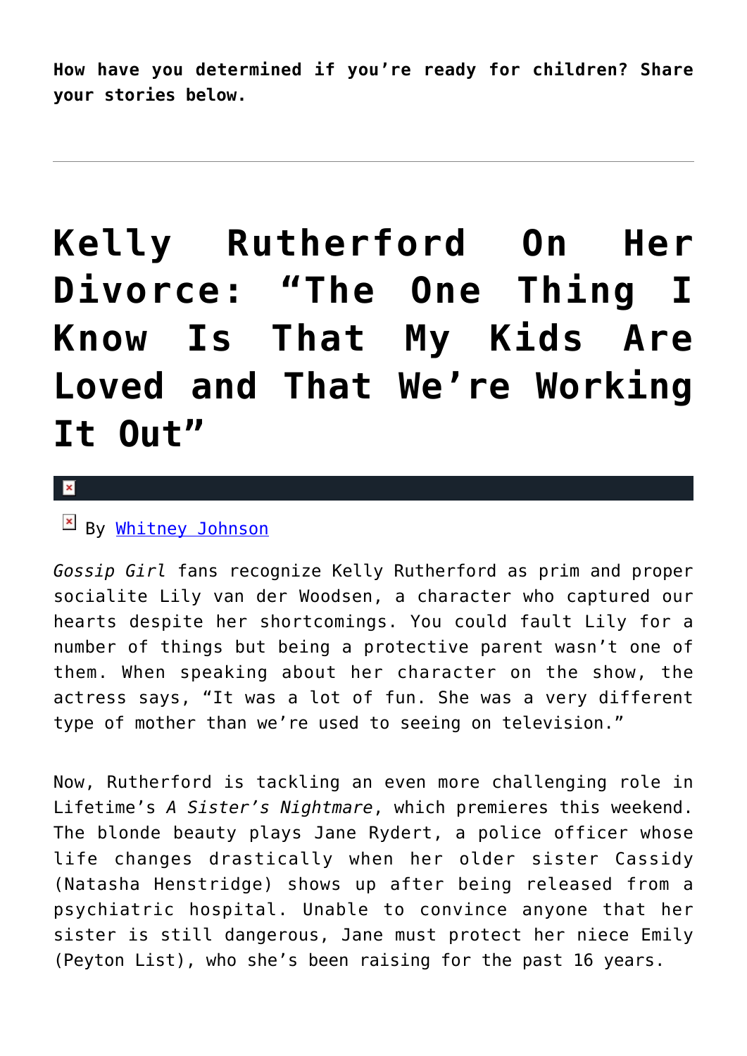**How have you determined if you're ready for children? Share your stories below.**

---

# Kelly Rutherford On Her Divorce: "The One Thing I Know Is That My Kids Are Loved and That We're Working It Out"

By [Whitney Johnson]

*Gossip Girl* fans recognize Kelly Rutherford as prim and proper socialite Lily van der Woodsen, a character who captured our hearts despite her shortcomings. You could fault Lily for a number of things but being a protective parent wasn't one of them. When speaking about her character on the show, the actress says, "It was a lot of fun. She was a very different type of mother than we're used to seeing on television."

Now, Rutherford is tackling an even more challenging role in Lifetime's *A Sister's Nightmare*, which premieres this weekend. The blonde beauty plays Jane Rydert, a police officer whose life changes drastically when her older sister Cassidy (Natasha Henstridge) shows up after being released from a psychiatric hospital. Unable to convince anyone that her sister is still dangerous, Jane must protect her niece Emily (Peyton List), who she's been raising for the past 16 years.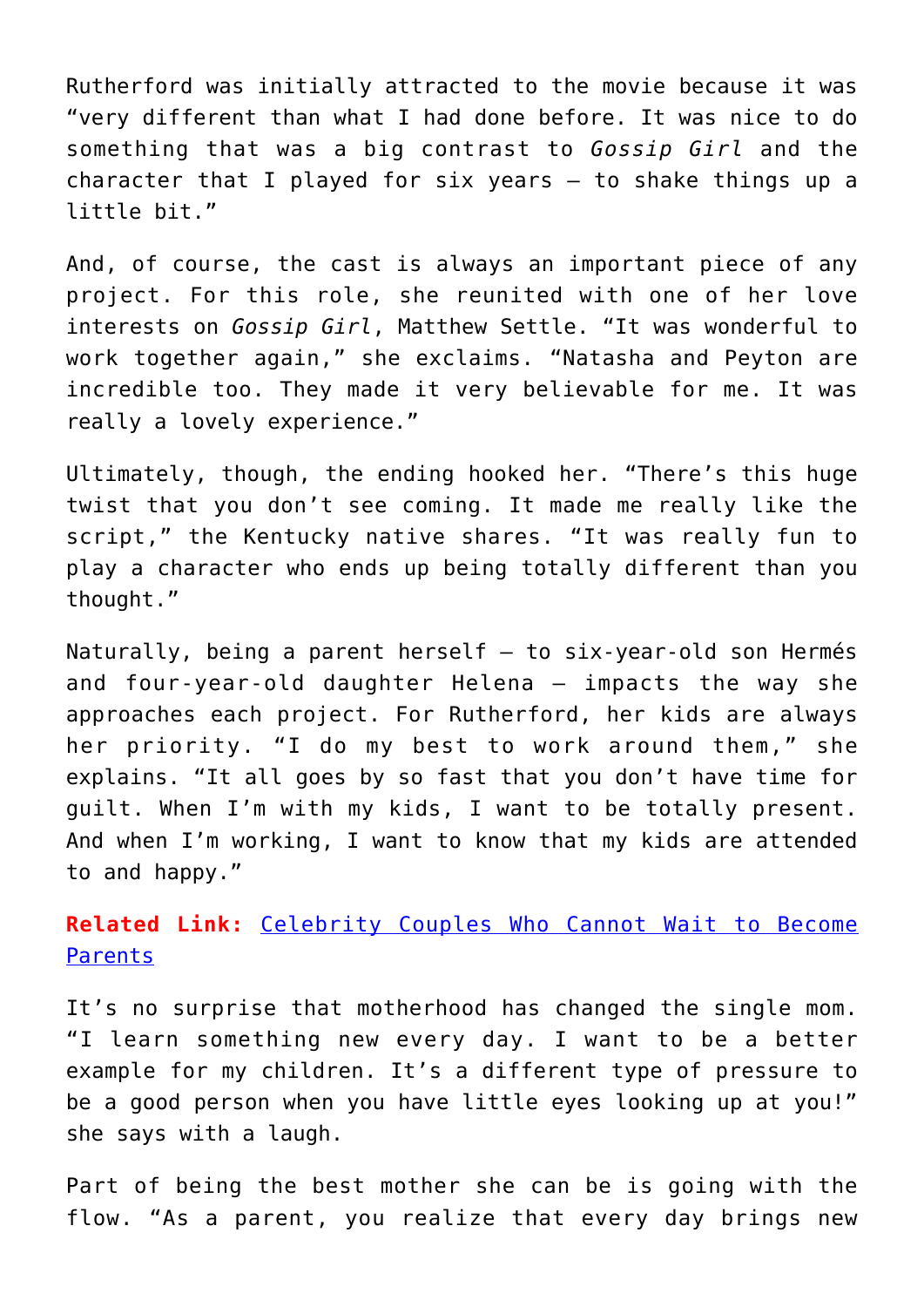Rutherford was initially attracted to the movie because it was “very different than what I had done before. It was nice to do something that was a big contrast to *Gossip Girl* and the character that I played for six years – to shake things up a little bit.”

And, of course, the cast is always an important piece of any project. For this role, she reunited with one of her love interests on *Gossip Girl*, Matthew Settle. “It was wonderful to work together again,” she exclaims. “Natasha and Peyton are incredible too. They made it very believable for me. It was really a lovely experience.”

Ultimately, though, the ending hooked her. “There’s this huge twist that you don’t see coming. It made me really like the script,” the Kentucky native shares. “It was really fun to play a character who ends up being totally different than you thought.”

Naturally, being a parent herself – to six-year-old son Hermés and four-year-old daughter Helena – impacts the way she approaches each project. For Rutherford, her kids are always her priority. “I do my best to work around them,” she explains. “It all goes by so fast that you don’t have time for guilt. When I’m with my kids, I want to be totally present. And when I’m working, I want to know that my kids are attended to and happy.”

**Related Link:** [Celebrity Couples Who Cannot Wait to Become Parents]()

It’s no surprise that motherhood has changed the single mom. “I learn something new every day. I want to be a better example for my children. It’s a different type of pressure to be a good person when you have little eyes looking up at you!” she says with a laugh.

Part of being the best mother she can be is going with the flow. “As a parent, you realize that every day brings new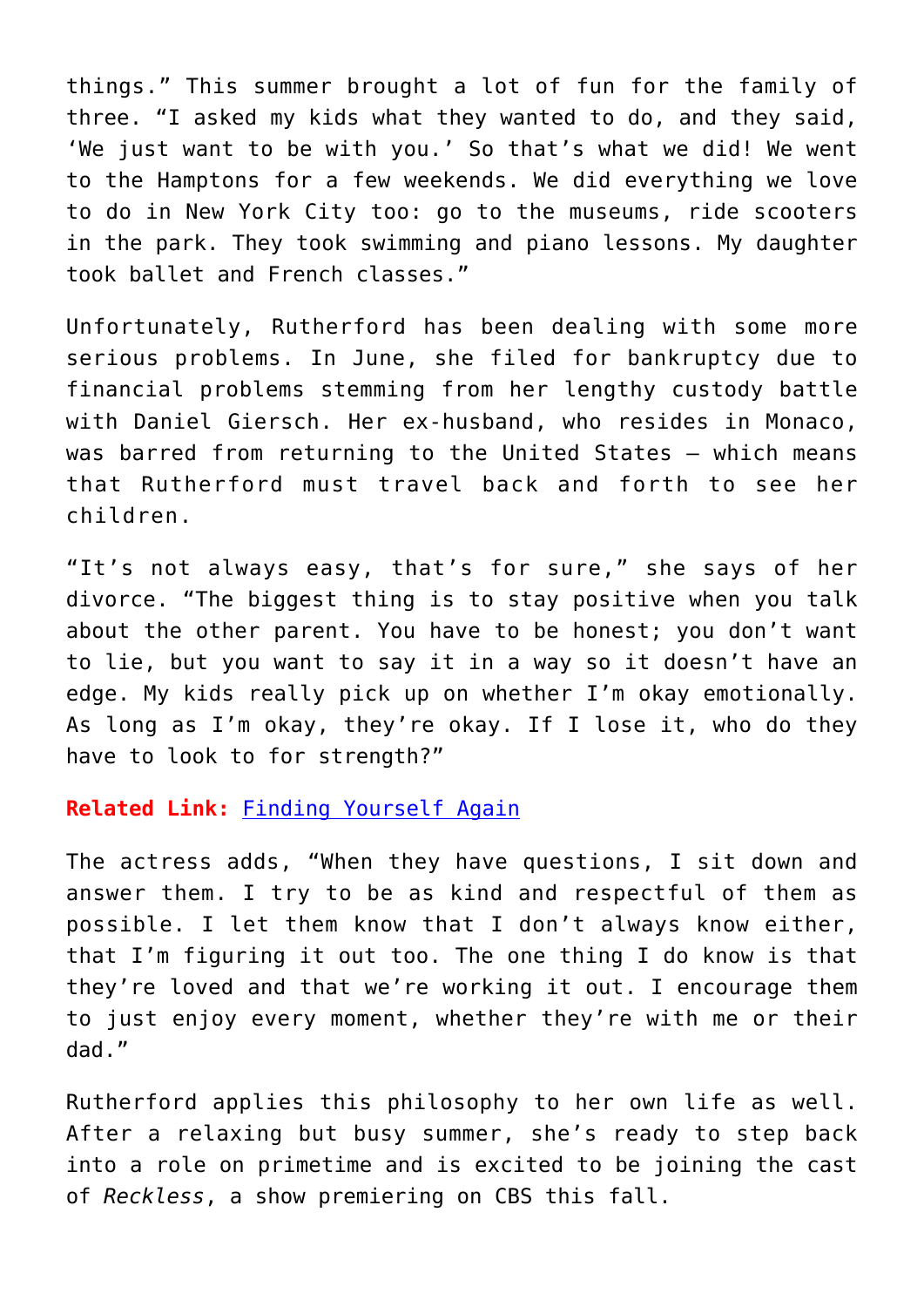things." This summer brought a lot of fun for the family of three. "I asked my kids what they wanted to do, and they said, 'We just want to be with you.' So that's what we did! We went to the Hamptons for a few weekends. We did everything we love to do in New York City too: go to the museums, ride scooters in the park. They took swimming and piano lessons. My daughter took ballet and French classes."

Unfortunately, Rutherford has been dealing with some more serious problems. In June, she filed for bankruptcy due to financial problems stemming from her lengthy custody battle with Daniel Giersch. Her ex-husband, who resides in Monaco, was barred from returning to the United States – which means that Rutherford must travel back and forth to see her children.

"It's not always easy, that's for sure," she says of her divorce. "The biggest thing is to stay positive when you talk about the other parent. You have to be honest; you don't want to lie, but you want to say it in a way so it doesn't have an edge. My kids really pick up on whether I'm okay emotionally. As long as I'm okay, they're okay. If I lose it, who do they have to look to for strength?"

**Related Link:** Finding Yourself Again

The actress adds, "When they have questions, I sit down and answer them. I try to be as kind and respectful of them as possible. I let them know that I don't always know either, that I'm figuring it out too. The one thing I do know is that they're loved and that we're working it out. I encourage them to just enjoy every moment, whether they're with me or their dad."

Rutherford applies this philosophy to her own life as well. After a relaxing but busy summer, she's ready to step back into a role on primetime and is excited to be joining the cast of *Reckless*, a show premiering on CBS this fall.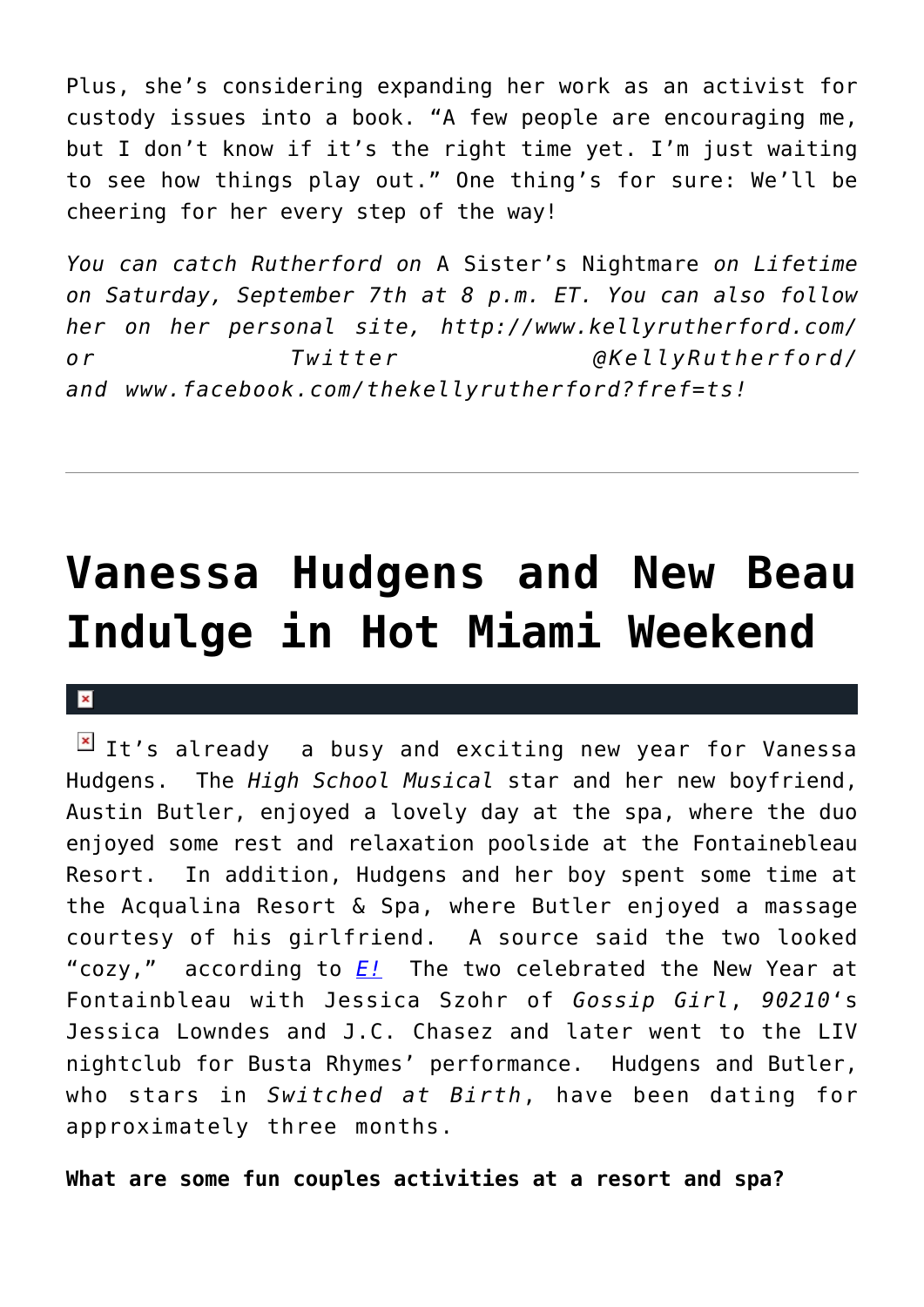Plus, she's considering expanding her work as an activist for custody issues into a book. "A few people are encouraging me, but I don't know if it's the right time yet. I'm just waiting to see how things play out." One thing's for sure: We'll be cheering for her every step of the way!

*You can catch Rutherford on* A Sister's Nightmare *on Lifetime on Saturday, September 7th at 8 p.m. ET. You can also follow her on her personal site, http://www.kellyrutherford.com/ or Twitter @KellyRutherford/ and www.facebook.com/thekellyrutherford?fref=ts!*

---

# Vanessa Hudgens and New Beau Indulge in Hot Miami Weekend

It's already a busy and exciting new year for Vanessa Hudgens. The *High School Musical* star and her new boyfriend, Austin Butler, enjoyed a lovely day at the spa, where the duo enjoyed some rest and relaxation poolside at the Fontainebleau Resort. In addition, Hudgens and her boy spent some time at the Acqualina Resort & Spa, where Butler enjoyed a massage courtesy of his girlfriend. A source said the two looked "cozy," according to *E!* The two celebrated the New Year at Fontainbleau with Jessica Szohr of *Gossip Girl*, *90210*'s Jessica Lowndes and J.C. Chasez and later went to the LIV nightclub for Busta Rhymes' performance. Hudgens and Butler, who stars in *Switched at Birth*, have been dating for approximately three months.

**What are some fun couples activities at a resort and spa?**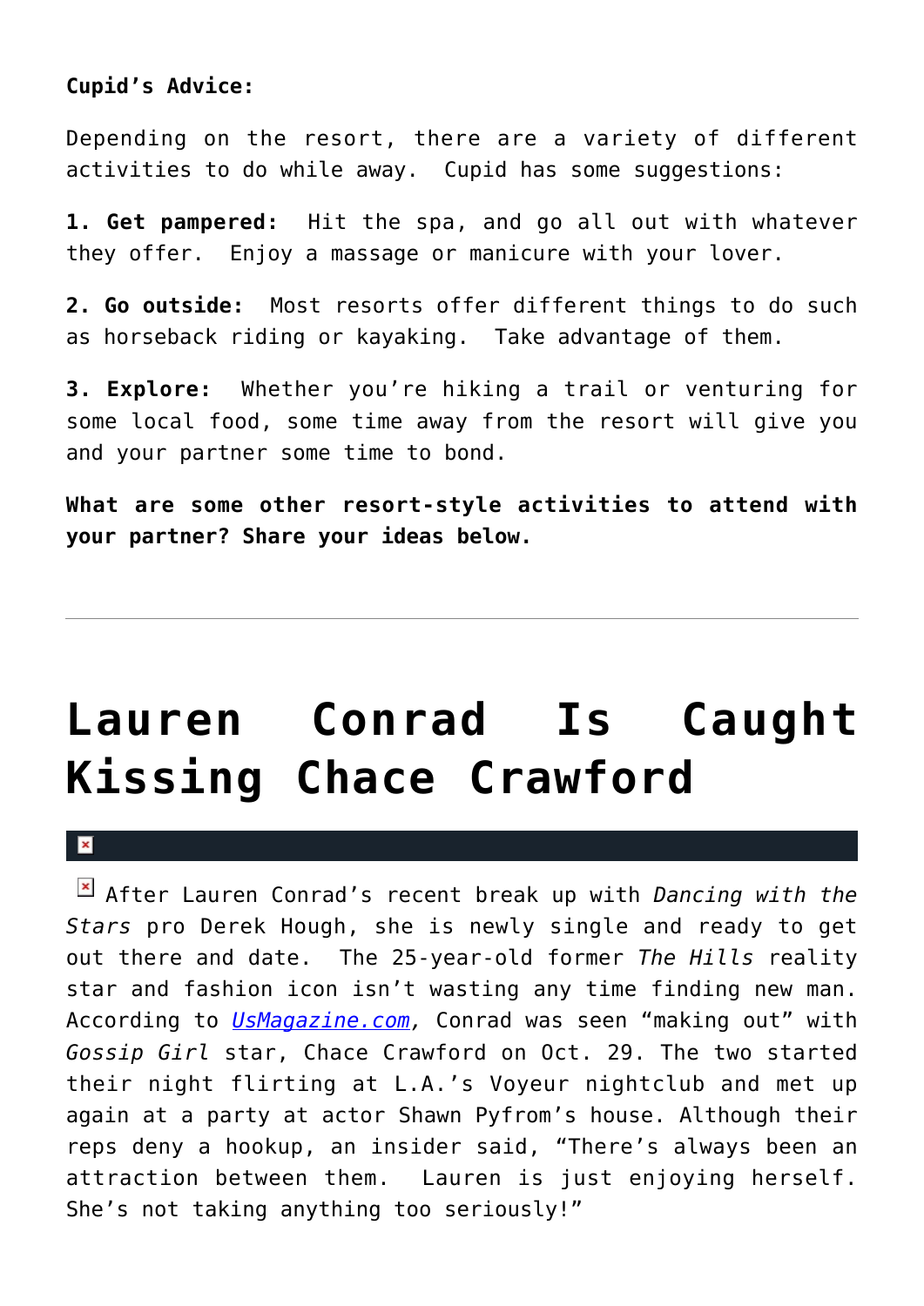**Cupid's Advice:**

Depending on the resort, there are a variety of different activities to do while away. Cupid has some suggestions:

**1. Get pampered:** Hit the spa, and go all out with whatever they offer. Enjoy a massage or manicure with your lover.

**2. Go outside:** Most resorts offer different things to do such as horseback riding or kayaking. Take advantage of them.

**3. Explore:** Whether you're hiking a trail or venturing for some local food, some time away from the resort will give you and your partner some time to bond.

**What are some other resort-style activities to attend with your partner? Share your ideas below.**

---

# Lauren Conrad Is Caught Kissing Chace Crawford

After Lauren Conrad's recent break up with *Dancing with the Stars* pro Derek Hough, she is newly single and ready to get out there and date. The 25-year-old former *The Hills* reality star and fashion icon isn't wasting any time finding new man. According to *UsMagazine.com*, Conrad was seen "making out" with *Gossip Girl* star, Chace Crawford on Oct. 29. The two started their night flirting at L.A.'s Voyeur nightclub and met up again at a party at actor Shawn Pyfrom's house. Although their reps deny a hookup, an insider said, "There's always been an attraction between them. Lauren is just enjoying herself. She's not taking anything too seriously!"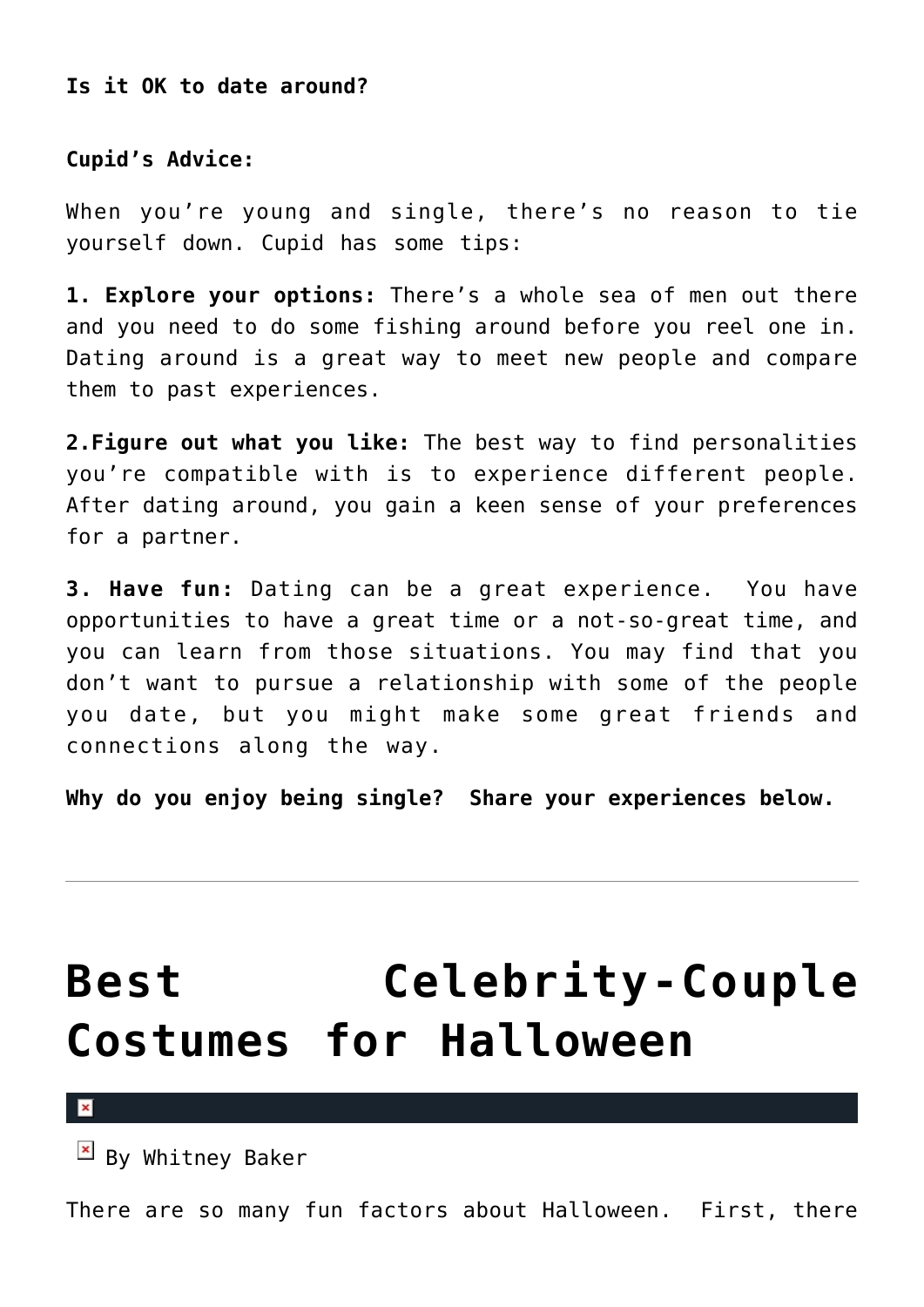**Is it OK to date around?**

**Cupid's Advice:**

When you're young and single, there's no reason to tie yourself down. Cupid has some tips:

**1. Explore your options:** There's a whole sea of men out there and you need to do some fishing around before you reel one in. Dating around is a great way to meet new people and compare them to past experiences.

**2.Figure out what you like:** The best way to find personalities you're compatible with is to experience different people. After dating around, you gain a keen sense of your preferences for a partner.

**3. Have fun:** Dating can be a great experience. You have opportunities to have a great time or a not-so-great time, and you can learn from those situations. You may find that you don't want to pursue a relationship with some of the people you date, but you might make some great friends and connections along the way.

**Why do you enjoy being single? Share your experiences below.**

---

# Best Celebrity-Couple Costumes for Halloween

By Whitney Baker

There are so many fun factors about Halloween. First, there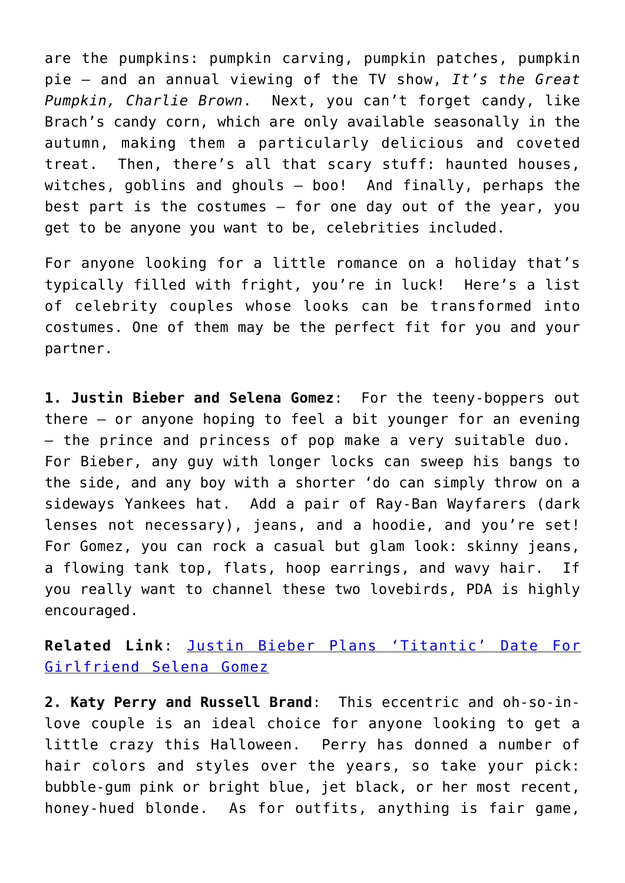are the pumpkins: pumpkin carving, pumpkin patches, pumpkin pie – and an annual viewing of the TV show, *It's the Great Pumpkin, Charlie Brown*. Next, you can't forget candy, like Brach's candy corn, which are only available seasonally in the autumn, making them a particularly delicious and coveted treat. Then, there's all that scary stuff: haunted houses, witches, goblins and ghouls – boo! And finally, perhaps the best part is the costumes – for one day out of the year, you get to be anyone you want to be, celebrities included.

For anyone looking for a little romance on a holiday that's typically filled with fright, you're in luck! Here's a list of celebrity couples whose looks can be transformed into costumes. One of them may be the perfect fit for you and your partner.

**1. Justin Bieber and Selena Gomez**: For the teeny-boppers out there – or anyone hoping to feel a bit younger for an evening – the prince and princess of pop make a very suitable duo. For Bieber, any guy with longer locks can sweep his bangs to the side, and any boy with a shorter 'do can simply throw on a sideways Yankees hat. Add a pair of Ray-Ban Wayfarers (dark lenses not necessary), jeans, and a hoodie, and you're set! For Gomez, you can rock a casual but glam look: skinny jeans, a flowing tank top, flats, hoop earrings, and wavy hair. If you really want to channel these two lovebirds, PDA is highly encouraged.

**Related Link**: Justin Bieber Plans 'Titantic' Date For Girlfriend Selena Gomez

**2. Katy Perry and Russell Brand**: This eccentric and oh-so-in-love couple is an ideal choice for anyone looking to get a little crazy this Halloween. Perry has donned a number of hair colors and styles over the years, so take your pick: bubble-gum pink or bright blue, jet black, or her most recent, honey-hued blonde. As for outfits, anything is fair game,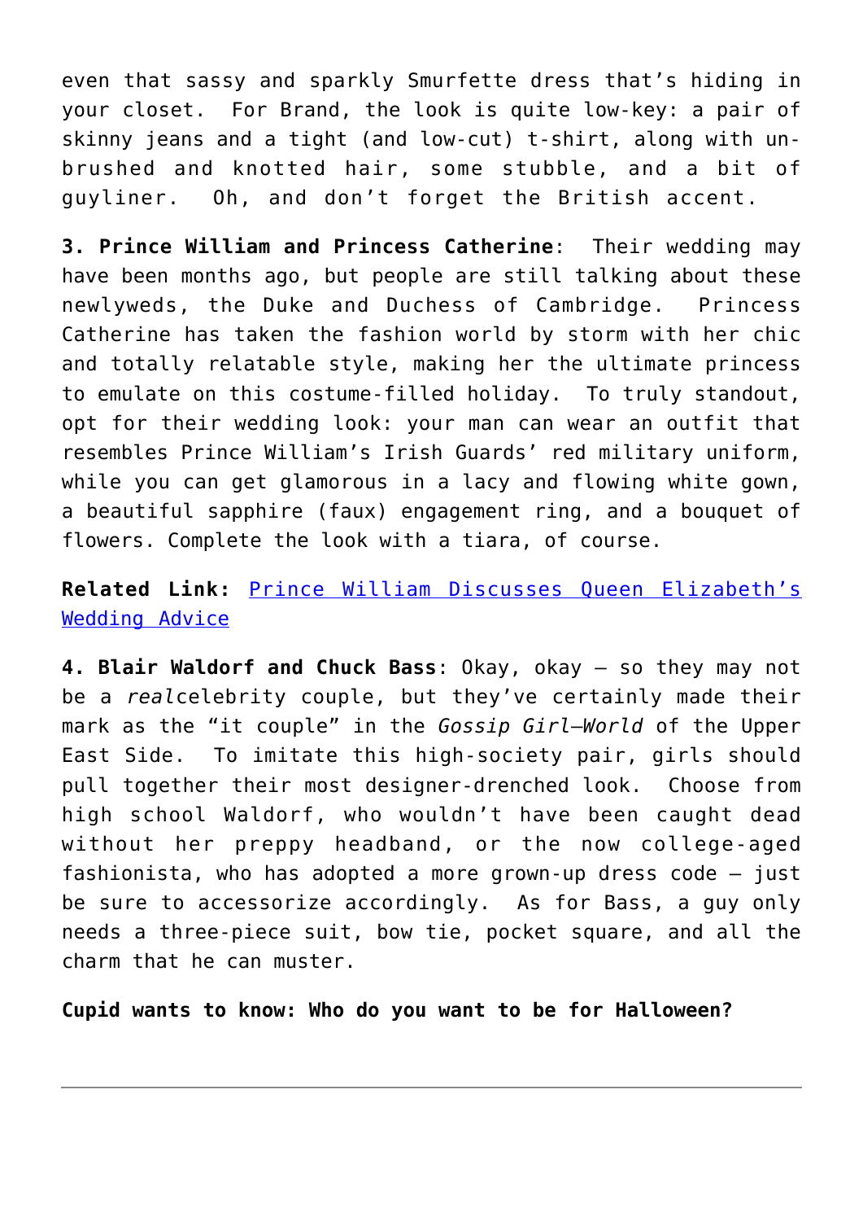even that sassy and sparkly Smurfette dress that's hiding in your closet. For Brand, the look is quite low-key: a pair of skinny jeans and a tight (and low-cut) t-shirt, along with un-brushed and knotted hair, some stubble, and a bit of guyliner. Oh, and don't forget the British accent.

**3. Prince William and Princess Catherine**: Their wedding may have been months ago, but people are still talking about these newlyweds, the Duke and Duchess of Cambridge. Princess Catherine has taken the fashion world by storm with her chic and totally relatable style, making her the ultimate princess to emulate on this costume-filled holiday. To truly standout, opt for their wedding look: your man can wear an outfit that resembles Prince William's Irish Guards' red military uniform, while you can get glamorous in a lacy and flowing white gown, a beautiful sapphire (faux) engagement ring, and a bouquet of flowers. Complete the look with a tiara, of course.

**Related Link:** Prince William Discusses Queen Elizabeth's Wedding Advice

**4. Blair Waldorf and Chuck Bass**: Okay, okay – so they may not be a *real*celebrity couple, but they've certainly made their mark as the "it couple" in the *Gossip Girl–World* of the Upper East Side. To imitate this high-society pair, girls should pull together their most designer-drenched look. Choose from high school Waldorf, who wouldn't have been caught dead without her preppy headband, or the now college-aged fashionista, who has adopted a more grown-up dress code – just be sure to accessorize accordingly. As for Bass, a guy only needs a three-piece suit, bow tie, pocket square, and all the charm that he can muster.

**Cupid wants to know: Who do you want to be for Halloween?**

---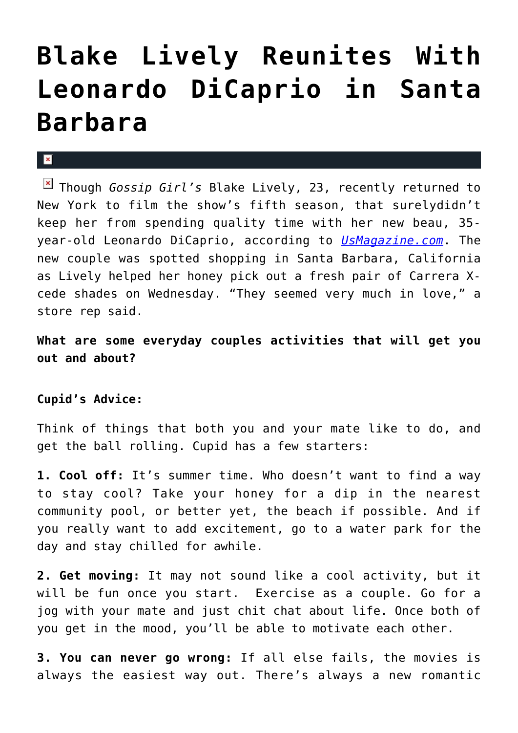# Blake Lively Reunites With Leonardo DiCaprio in Santa Barbara

Though *Gossip Girl's* Blake Lively, 23, recently returned to New York to film the show's fifth season, that surelydidn't keep her from spending quality time with her new beau, 35-year-old Leonardo DiCaprio, according to [*UsMagazine.com*](). The new couple was spotted shopping in Santa Barbara, California as Lively helped her honey pick out a fresh pair of Carrera X-cede shades on Wednesday. "They seemed very much in love," a store rep said.

**What are some everyday couples activities that will get you out and about?**

**Cupid's Advice:**

Think of things that both you and your mate like to do, and get the ball rolling. Cupid has a few starters:

**1. Cool off:** It's summer time. Who doesn't want to find a way to stay cool? Take your honey for a dip in the nearest community pool, or better yet, the beach if possible. And if you really want to add excitement, go to a water park for the day and stay chilled for awhile.

**2. Get moving:** It may not sound like a cool activity, but it will be fun once you start. Exercise as a couple. Go for a jog with your mate and just chit chat about life. Once both of you get in the mood, you'll be able to motivate each other.

**3. You can never go wrong:** If all else fails, the movies is always the easiest way out. There's always a new romantic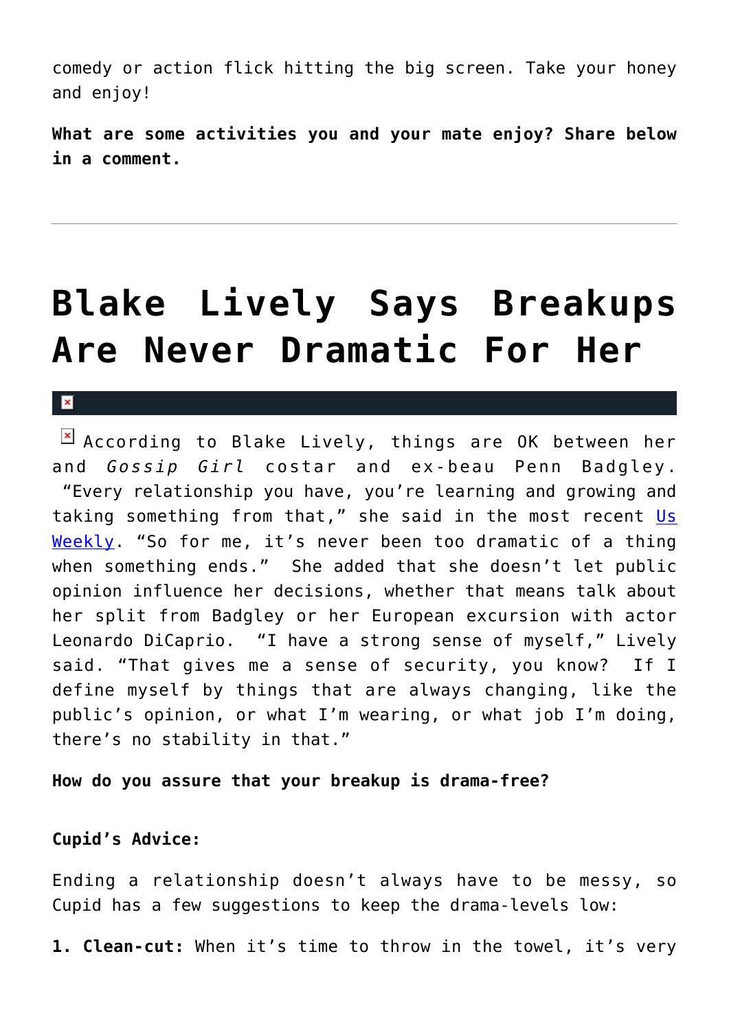comedy or action flick hitting the big screen. Take your honey and enjoy!

**What are some activities you and your mate enjoy? Share below in a comment.**

---

# Blake Lively Says Breakups Are Never Dramatic For Her

According to Blake Lively, things are OK between her and *Gossip Girl* costar and ex-beau Penn Badgley. "Every relationship you have, you're learning and growing and taking something from that," she said in the most recent Us Weekly. "So for me, it's never been too dramatic of a thing when something ends." She added that she doesn't let public opinion influence her decisions, whether that means talk about her split from Badgley or her European excursion with actor Leonardo DiCaprio. "I have a strong sense of myself," Lively said. "That gives me a sense of security, you know? If I define myself by things that are always changing, like the public's opinion, or what I'm wearing, or what job I'm doing, there's no stability in that."

**How do you assure that your breakup is drama-free?**

**Cupid's Advice:**

Ending a relationship doesn't always have to be messy, so Cupid has a few suggestions to keep the drama-levels low:

**1. Clean-cut:** When it's time to throw in the towel, it's very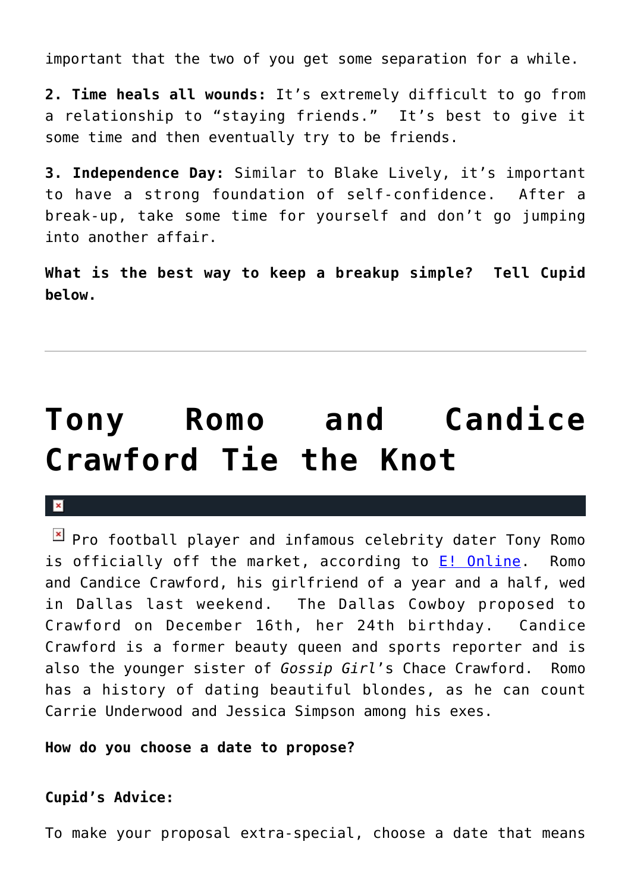important that the two of you get some separation for a while.

**2. Time heals all wounds:** It's extremely difficult to go from a relationship to "staying friends." It's best to give it some time and then eventually try to be friends.

**3. Independence Day:** Similar to Blake Lively, it's important to have a strong foundation of self-confidence. After a break-up, take some time for yourself and don't go jumping into another affair.

**What is the best way to keep a breakup simple? Tell Cupid below.**

---

# Tony Romo and Candice Crawford Tie the Knot

Pro football player and infamous celebrity dater Tony Romo is officially off the market, according to [E! Online](). Romo and Candice Crawford, his girlfriend of a year and a half, wed in Dallas last weekend. The Dallas Cowboy proposed to Crawford on December 16th, her 24th birthday. Candice Crawford is a former beauty queen and sports reporter and is also the younger sister of *Gossip Girl*'s Chace Crawford. Romo has a history of dating beautiful blondes, as he can count Carrie Underwood and Jessica Simpson among his exes.

**How do you choose a date to propose?**

**Cupid's Advice:**

To make your proposal extra-special, choose a date that means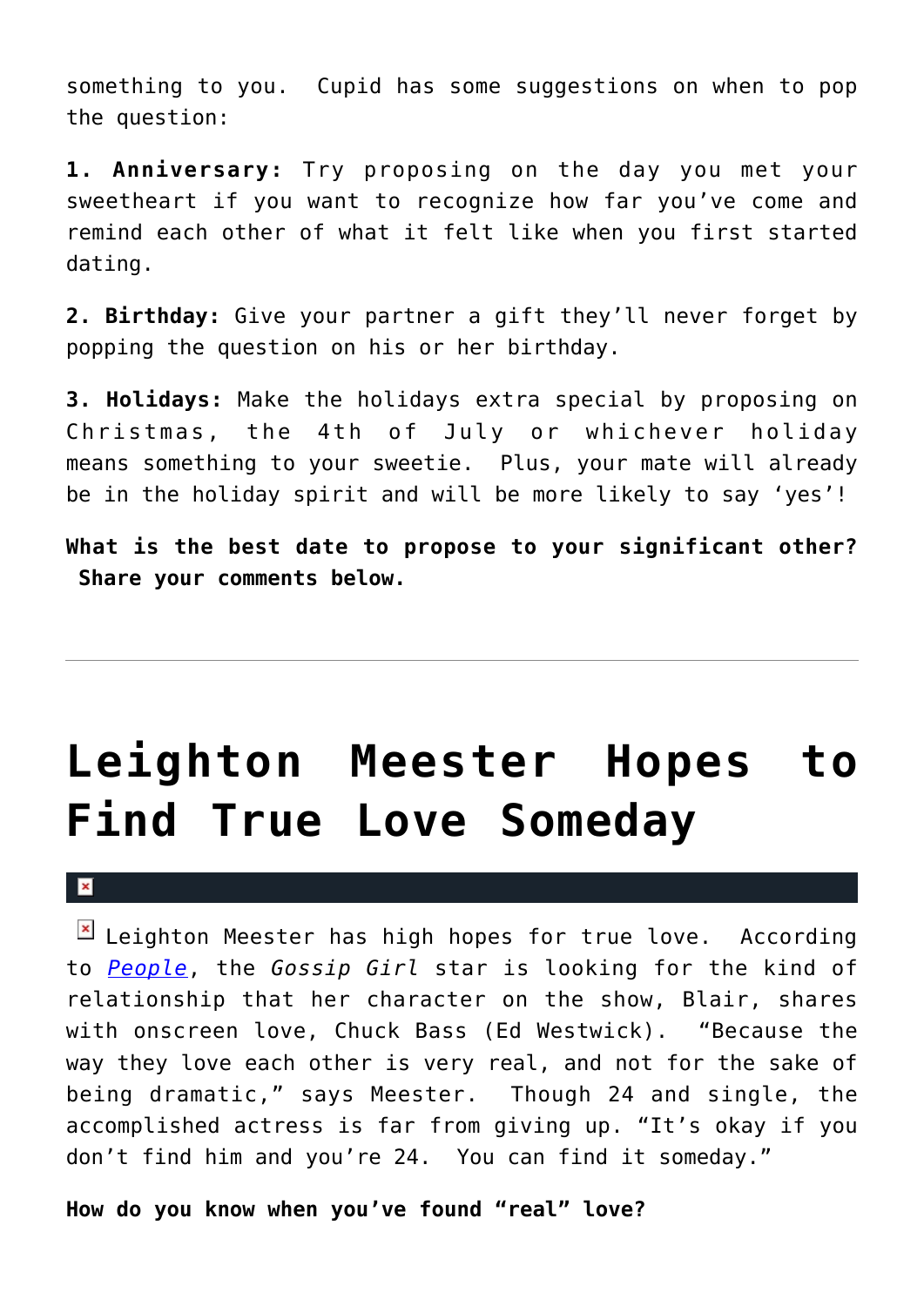something to you. Cupid has some suggestions on when to pop the question:

**1. Anniversary:** Try proposing on the day you met your sweetheart if you want to recognize how far you've come and remind each other of what it felt like when you first started dating.

**2. Birthday:** Give your partner a gift they'll never forget by popping the question on his or her birthday.

**3. Holidays:** Make the holidays extra special by proposing on Christmas, the 4th of July or whichever holiday means something to your sweetie. Plus, your mate will already be in the holiday spirit and will be more likely to say 'yes'!

**What is the best date to propose to your significant other? Share your comments below.**

---

# Leighton Meester Hopes to Find True Love Someday

Leighton Meester has high hopes for true love. According to *People*, the *Gossip Girl* star is looking for the kind of relationship that her character on the show, Blair, shares with onscreen love, Chuck Bass (Ed Westwick). "Because the way they love each other is very real, and not for the sake of being dramatic," says Meester. Though 24 and single, the accomplished actress is far from giving up. "It's okay if you don't find him and you're 24. You can find it someday."

**How do you know when you've found "real" love?**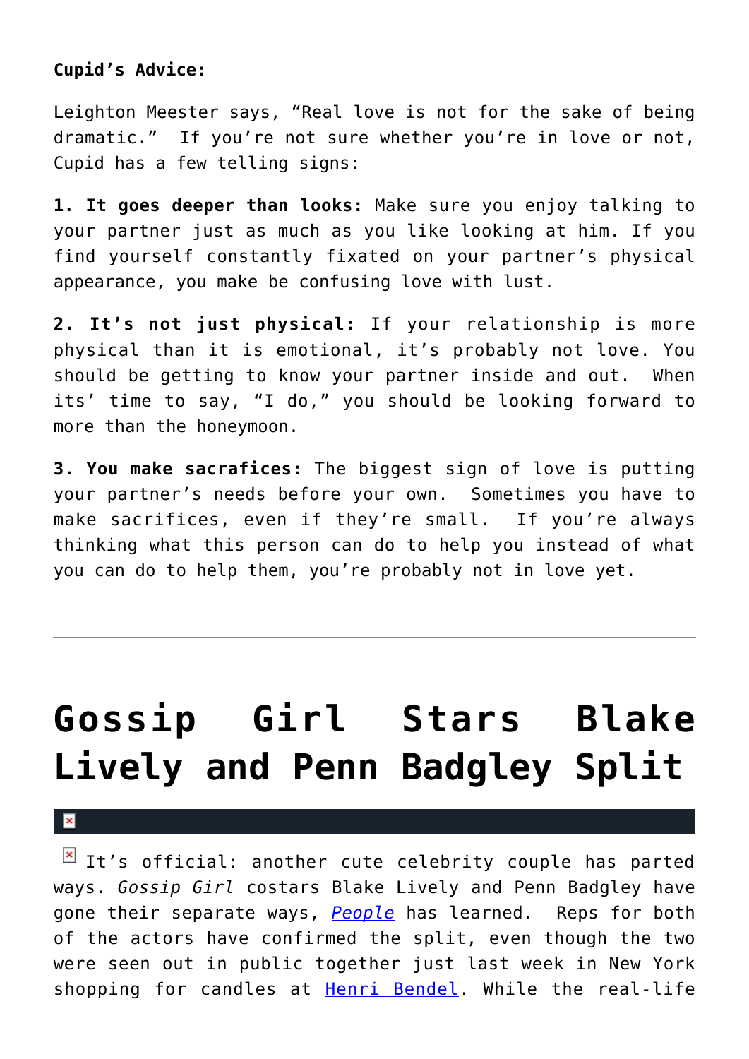**Cupid's Advice:**

Leighton Meester says, "Real love is not for the sake of being dramatic."  If you're not sure whether you're in love or not, Cupid has a few telling signs:

**1. It goes deeper than looks:** Make sure you enjoy talking to your partner just as much as you like looking at him. If you find yourself constantly fixated on your partner's physical appearance, you make be confusing love with lust.

**2. It's not just physical:** If your relationship is more physical than it is emotional, it's probably not love. You should be getting to know your partner inside and out.  When its' time to say, "I do," you should be looking forward to more than the honeymoon.

**3. You make sacrafices:** The biggest sign of love is putting your partner's needs before your own.  Sometimes you have to make sacrifices, even if they're small.  If you're always thinking what this person can do to help you instead of what you can do to help them, you're probably not in love yet.

---

# Gossip Girl Stars Blake Lively and Penn Badgley Split

It's official: another cute celebrity couple has parted ways. *Gossip Girl* costars Blake Lively and Penn Badgley have gone their separate ways, *People* has learned.  Reps for both of the actors have confirmed the split, even though the two were seen out in public together just last week in New York shopping for candles at Henri Bendel. While the real-life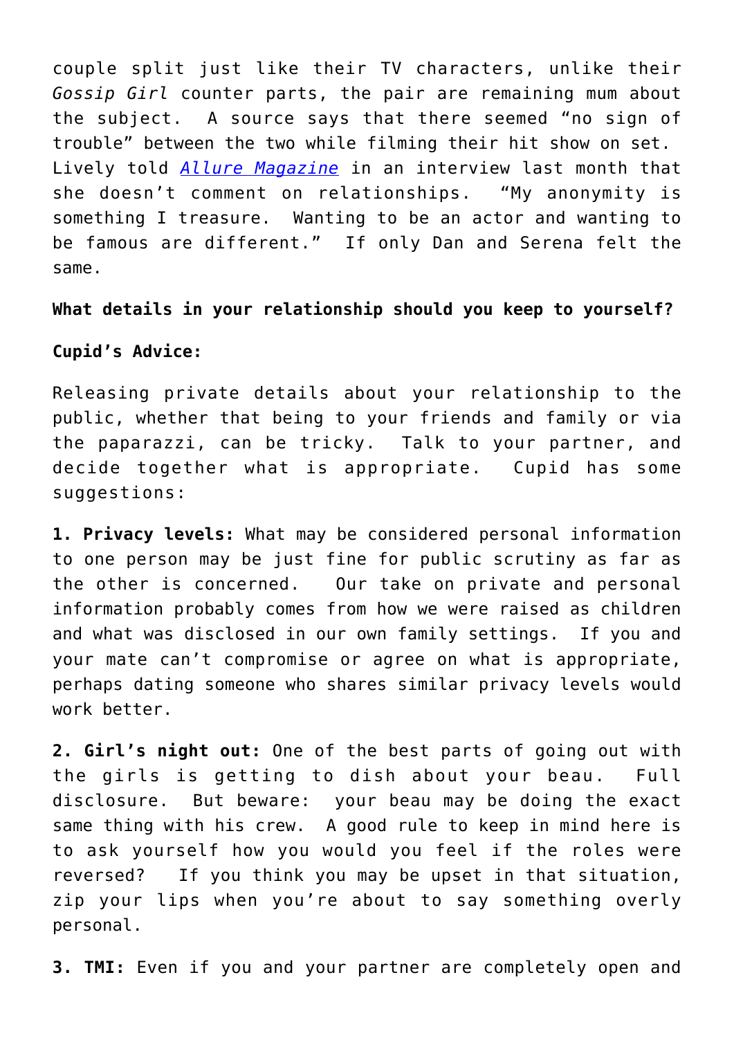couple split just like their TV characters, unlike their *Gossip Girl* counter parts, the pair are remaining mum about the subject. A source says that there seemed "no sign of trouble" between the two while filming their hit show on set. Lively told *Allure Magazine* in an interview last month that she doesn't comment on relationships. "My anonymity is something I treasure. Wanting to be an actor and wanting to be famous are different." If only Dan and Serena felt the same.

**What details in your relationship should you keep to yourself?**

**Cupid's Advice:**

Releasing private details about your relationship to the public, whether that being to your friends and family or via the paparazzi, can be tricky. Talk to your partner, and decide together what is appropriate. Cupid has some suggestions:

**1. Privacy levels:** What may be considered personal information to one person may be just fine for public scrutiny as far as the other is concerned. Our take on private and personal information probably comes from how we were raised as children and what was disclosed in our own family settings. If you and your mate can't compromise or agree on what is appropriate, perhaps dating someone who shares similar privacy levels would work better.

**2. Girl's night out:** One of the best parts of going out with the girls is getting to dish about your beau. Full disclosure. But beware: your beau may be doing the exact same thing with his crew. A good rule to keep in mind here is to ask yourself how you would you feel if the roles were reversed? If you think you may be upset in that situation, zip your lips when you're about to say something overly personal.

**3. TMI:** Even if you and your partner are completely open and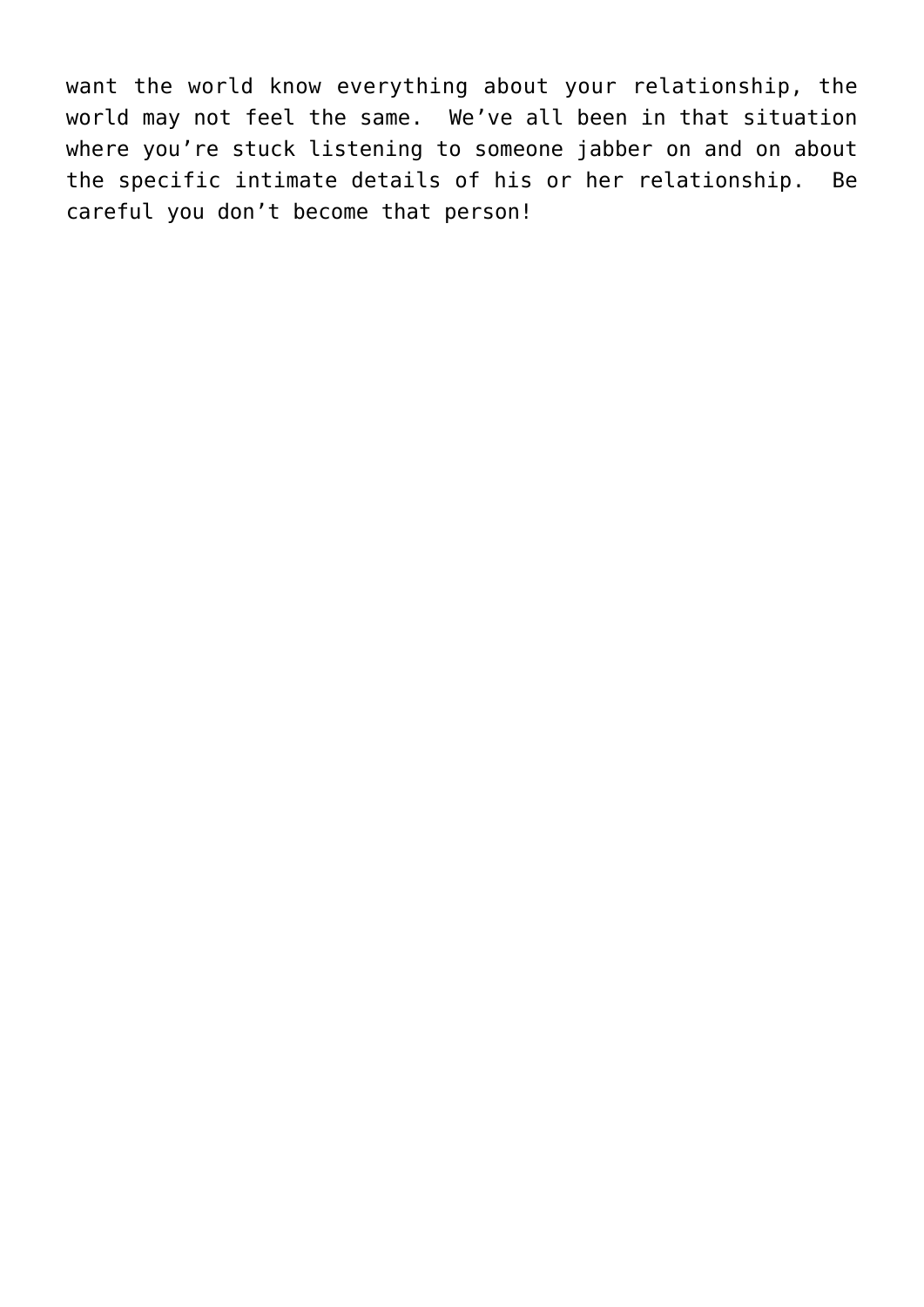want the world know everything about your relationship, the world may not feel the same. We’ve all been in that situation where you’re stuck listening to someone jabber on and on about the specific intimate details of his or her relationship. Be careful you don’t become that person!